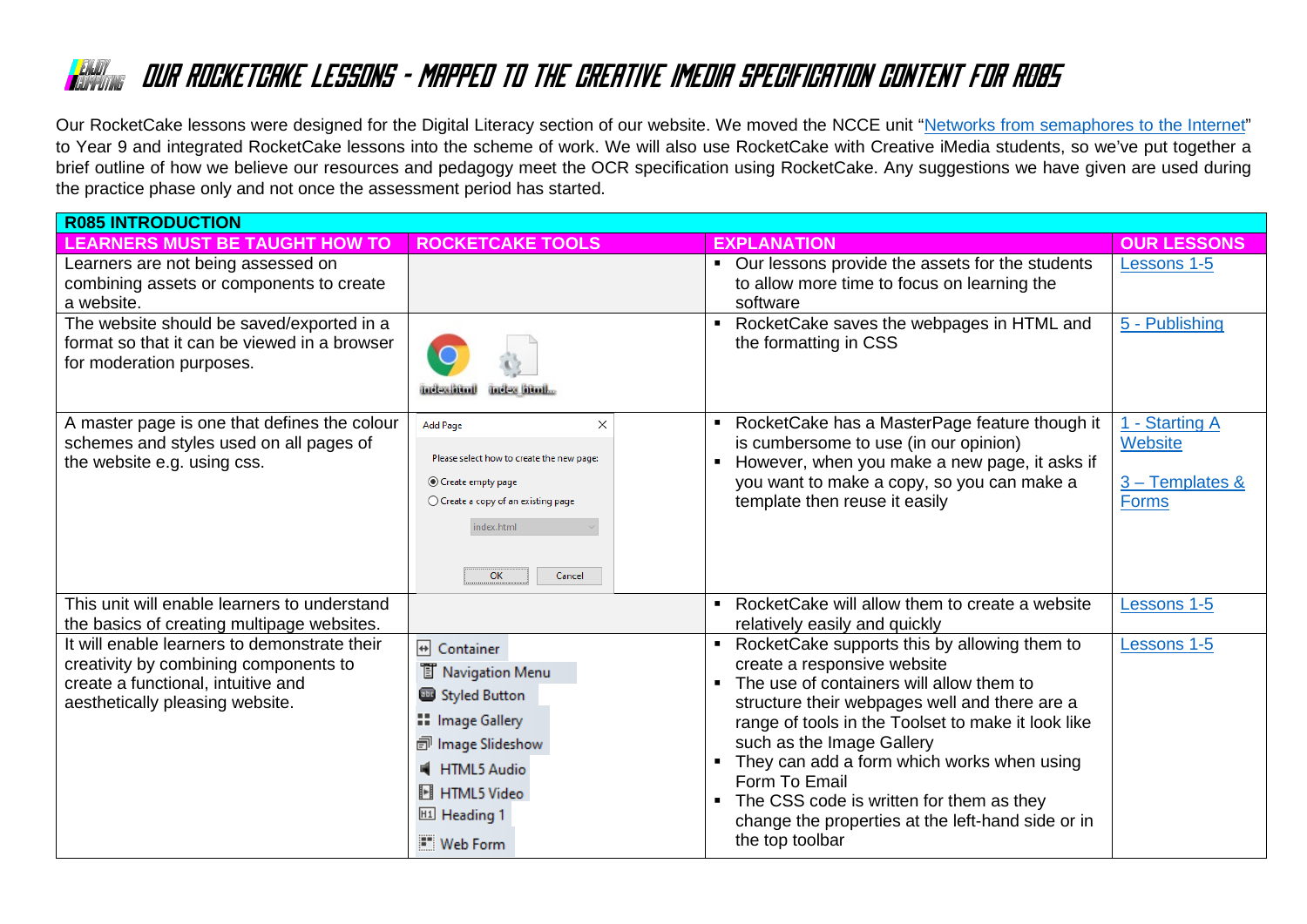# OUR ROCKETCAKE LESSONS - MAPPED TO THE CREATIVE IMEDIA SPECIFICATION CONTENT FOR R085

Our RocketCake lessons were designed for the Digital Literacy section of our website. We moved the NCCE unit "Networks from semaphores to the Internet" to Year 9 and integrated RocketCake lessons into the scheme of work. We will also use RocketCake with Creative iMedia students, so we've put together a brief outline of how we believe our resources and pedagogy meet the OCR specification using RocketCake. Any suggestions we have given are used during the practice phase only and not once the assessment period has started.

| R085 INTRODUCTION | | | |
|---|---|---|---|
| **LEARNERS MUST BE TAUGHT HOW TO** | **ROCKETCAKE TOOLS** | **EXPLANATION** | **OUR LESSONS** |
| Learners are not being assessed on combining assets or components to create a website. | | ▪ Our lessons provide the assets for the students to allow more time to focus on learning the software | Lessons 1-5 |
| The website should be saved/exported in a format so that it can be viewed in a browser for moderation purposes. | index.html index_html... | ▪ RocketCake saves the webpages in HTML and the formatting in CSS | 5 - Publishing |
| A master page is one that defines the colour schemes and styles used on all pages of the website e.g. using css. | Add Page — Please select how to create the new page: Create empty page / Create a copy of an existing page (index.html) — OK / Cancel | ▪ RocketCake has a MasterPage feature though it is cumbersome to use (in our opinion)<br>▪ However, when you make a new page, it asks if you want to make a copy, so you can make a template then reuse it easily | 1 - Starting A Website<br><br>3 – Templates & Forms |
| This unit will enable learners to understand the basics of creating multipage websites. | | ▪ RocketCake will allow them to create a website relatively easily and quickly | Lessons 1-5 |
| It will enable learners to demonstrate their creativity by combining components to create a functional, intuitive and aesthetically pleasing website. | Container<br>Navigation Menu<br>Styled Button<br>Image Gallery<br>Image Slideshow<br>HTML5 Audio<br>HTML5 Video<br>Heading 1<br>Web Form | ▪ RocketCake supports this by allowing them to create a responsive website<br>▪ The use of containers will allow them to structure their webpages well and there are a range of tools in the Toolset to make it look like such as the Image Gallery<br>▪ They can add a form which works when using Form To Email<br>▪ The CSS code is written for them as they change the properties at the left-hand side or in the top toolbar | Lessons 1-5 |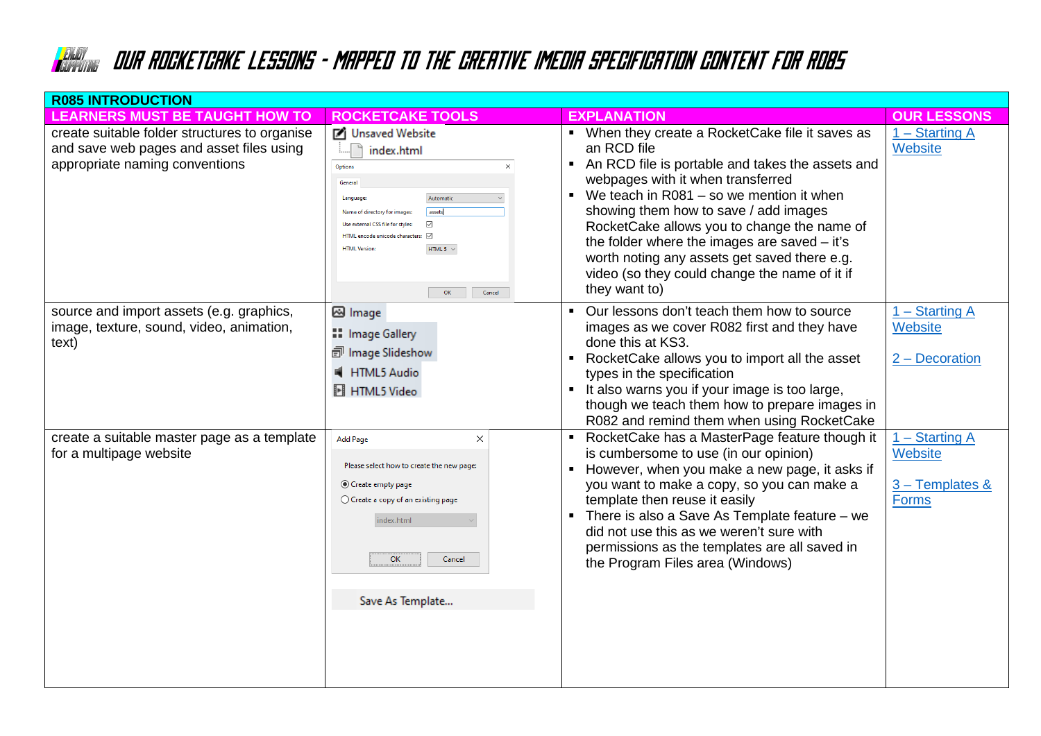# OUR ROCKETCAKE LESSONS – MAPPED TO THE CREATIVE IMEDIA SPECIFICATION CONTENT FOR R085

| R085 INTRODUCTION | | | |
|---|---|---|---|
| **LEARNERS MUST BE TAUGHT HOW TO** | **ROCKETCAKE TOOLS** | **EXPLANATION** | **OUR LESSONS** |
| create suitable folder structures to organise and save web pages and asset files using appropriate naming conventions | Unsaved Website<br>index.html<br>Options<br>General<br>Language: Automatic<br>Name of directory for images: assets<br>Use external CSS file for styles: ☑<br>HTML encode unicode characters: ☑<br>HTML Version: HTML 5<br>OK Cancel | ▪ When they create a RocketCake file it saves as an RCD file<br>▪ An RCD file is portable and takes the assets and webpages with it when transferred<br>▪ We teach in R081 – so we mention it when showing them how to save / add images RocketCake allows you to change the name of the folder where the images are saved – it's worth noting any assets get saved there e.g. video (so they could change the name of it if they want to) | 1 – Starting A Website |
| source and import assets (e.g. graphics, image, texture, sound, video, animation, text) | Image<br>Image Gallery<br>Image Slideshow<br>HTML5 Audio<br>HTML5 Video | ▪ Our lessons don't teach them how to source images as we cover R082 first and they have done this at KS3.<br>▪ RocketCake allows you to import all the asset types in the specification<br>▪ It also warns you if your image is too large, though we teach them how to prepare images in R082 and remind them when using RocketCake | 1 – Starting A Website<br><br>2 – Decoration |
| create a suitable master page as a template for a multipage website | Add Page<br>Please select how to create the new page:<br>◉ Create empty page<br>○ Create a copy of an existing page<br>index.html<br>OK Cancel<br><br>Save As Template... | ▪ RocketCake has a MasterPage feature though it is cumbersome to use (in our opinion)<br>▪ However, when you make a new page, it asks if you want to make a copy, so you can make a template then reuse it easily<br>▪ There is also a Save As Template feature – we did not use this as we weren't sure with permissions as the templates are all saved in the Program Files area (Windows) | 1 – Starting A Website<br><br>3 – Templates & Forms |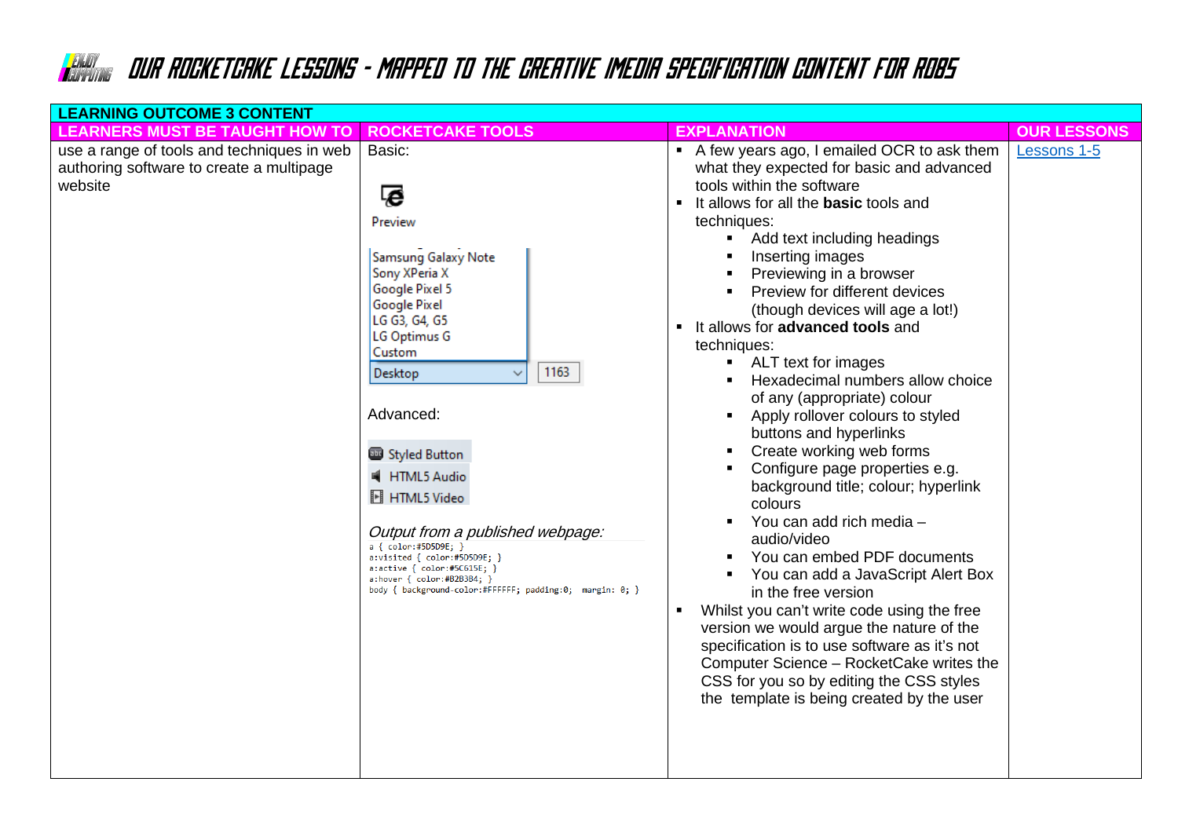# OUR ROCKETCAKE LESSONS – MAPPED TO THE CREATIVE IMEDIA SPECIFICATION CONTENT FOR R085

| LEARNING OUTCOME 3 CONTENT | | | |
|---|---|---|---|
| **LEARNERS MUST BE TAUGHT HOW TO** | **ROCKETCAKE TOOLS** | **EXPLANATION** | **OUR LESSONS** |
| use a range of tools and techniques in web authoring software to create a multipage website | Basic:<br><br>Preview<br><br>Samsung Galaxy Note<br>Sony XPeria X<br>Google Pixel 5<br>Google Pixel<br>LG G3, G4, G5<br>LG Optimus G<br>Custom<br>Desktop 1163<br><br>Advanced:<br><br>Styled Button<br>HTML5 Audio<br>HTML5 Video<br><br>*Output from a published webpage:*<br>`a { color:#5D5D9E; }`<br>`a:visited { color:#5D5D9E; }`<br>`a:active { color:#5C615E; }`<br>`a:hover { color:#B2B3B4; }`<br>`body { background-color:#FFFFFF; padding:0; margin: 0; }` | ▪ A few years ago, I emailed OCR to ask them what they expected for basic and advanced tools within the software<br>▪ It allows for all the **basic** tools and techniques:<br>&nbsp;&nbsp;&nbsp;▪ Add text including headings<br>&nbsp;&nbsp;&nbsp;▪ Inserting images<br>&nbsp;&nbsp;&nbsp;▪ Previewing in a browser<br>&nbsp;&nbsp;&nbsp;▪ Preview for different devices (though devices will age a lot!)<br>▪ It allows for **advanced tools** and techniques:<br>&nbsp;&nbsp;&nbsp;▪ ALT text for images<br>&nbsp;&nbsp;&nbsp;▪ Hexadecimal numbers allow choice of any (appropriate) colour<br>&nbsp;&nbsp;&nbsp;▪ Apply rollover colours to styled buttons and hyperlinks<br>&nbsp;&nbsp;&nbsp;▪ Create working web forms<br>&nbsp;&nbsp;&nbsp;▪ Configure page properties e.g. background title; colour; hyperlink colours<br>&nbsp;&nbsp;&nbsp;▪ You can add rich media – audio/video<br>&nbsp;&nbsp;&nbsp;▪ You can embed PDF documents<br>&nbsp;&nbsp;&nbsp;▪ You can add a JavaScript Alert Box in the free version<br>▪ Whilst you can't write code using the free version we would argue the nature of the specification is to use software as it's not Computer Science – RocketCake writes the CSS for you so by editing the CSS styles the template is being created by the user | Lessons 1-5 |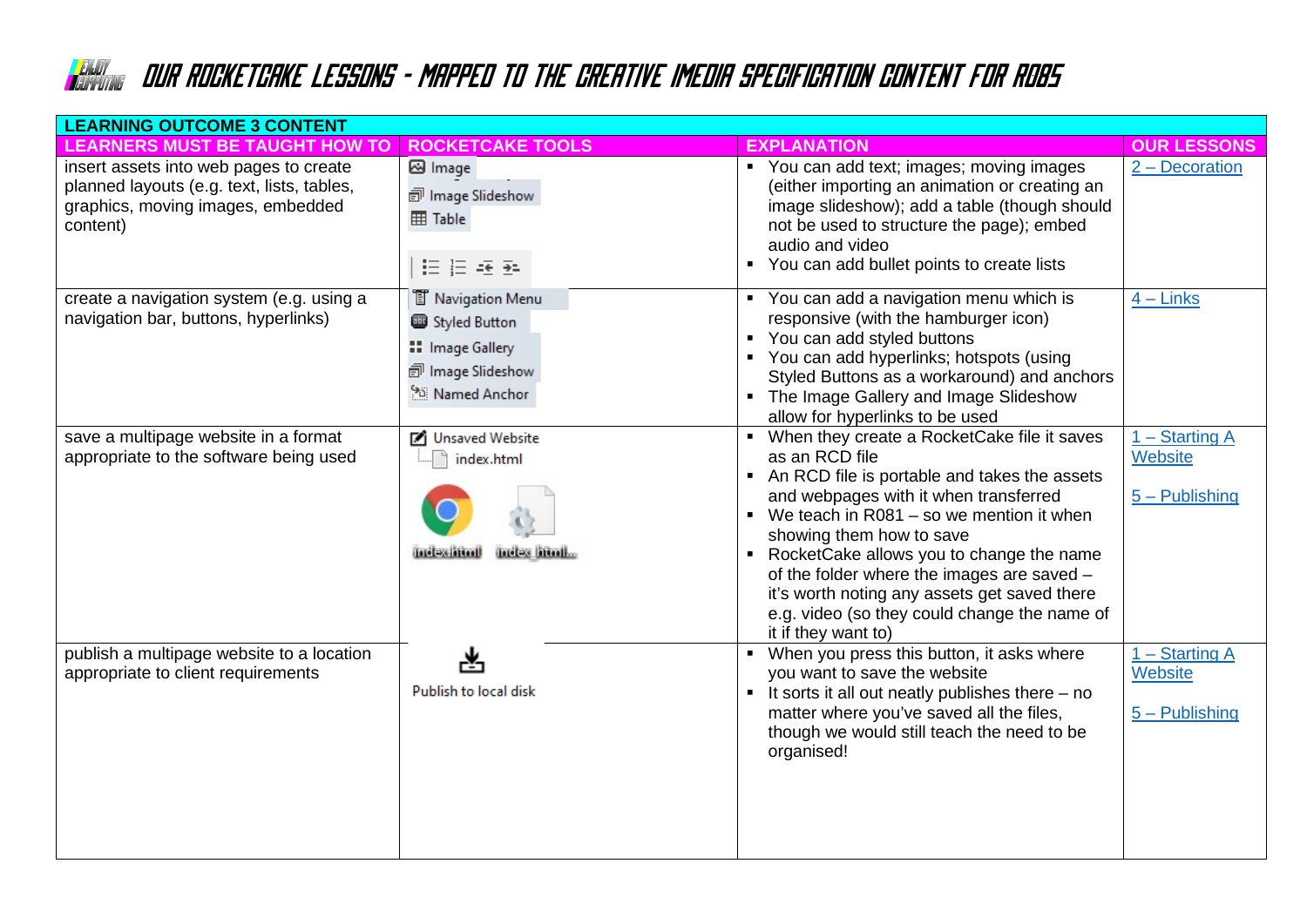# OUR ROCKETCAKE LESSONS – MAPPED TO THE CREATIVE IMEDIA SPECIFICATION CONTENT FOR R085

| LEARNING OUTCOME 3 CONTENT | | | |
|---|---|---|---|
| **LEARNERS MUST BE TAUGHT HOW TO** | **ROCKETCAKE TOOLS** | **EXPLANATION** | **OUR LESSONS** |
| insert assets into web pages to create planned layouts (e.g. text, lists, tables, graphics, moving images, embedded content) | Image<br>Image Slideshow<br>Table | ▪ You can add text; images; moving images (either importing an animation or creating an image slideshow); add a table (though should not be used to structure the page); embed audio and video<br>▪ You can add bullet points to create lists | 2 – Decoration |
| create a navigation system (e.g. using a navigation bar, buttons, hyperlinks) | Navigation Menu<br>Styled Button<br>Image Gallery<br>Image Slideshow<br>Named Anchor | ▪ You can add a navigation menu which is responsive (with the hamburger icon)<br>▪ You can add styled buttons<br>▪ You can add hyperlinks; hotspots (using Styled Buttons as a workaround) and anchors<br>▪ The Image Gallery and Image Slideshow allow for hyperlinks to be used | 4 – Links |
| save a multipage website in a format appropriate to the software being used | Unsaved Website<br>index.html<br>index.html index_html... | ▪ When they create a RocketCake file it saves as an RCD file<br>▪ An RCD file is portable and takes the assets and webpages with it when transferred<br>▪ We teach in R081 – so we mention it when showing them how to save<br>▪ RocketCake allows you to change the name of the folder where the images are saved – it's worth noting any assets get saved there e.g. video (so they could change the name of it if they want to) | 1 – Starting A Website<br><br>5 – Publishing |
| publish a multipage website to a location appropriate to client requirements | Publish to local disk | ▪ When you press this button, it asks where you want to save the website<br>▪ It sorts it all out neatly publishes there – no matter where you've saved all the files, though we would still teach the need to be organised! | 1 – Starting A Website<br><br>5 – Publishing |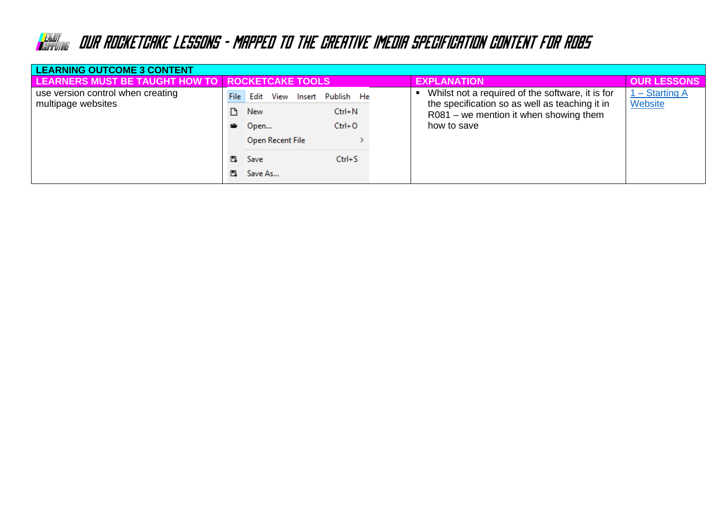# OUR ROCKETCAKE LESSONS - MAPPED TO THE CREATIVE IMEDIA SPECIFICATION CONTENT FOR R085

| LEARNING OUTCOME 3 CONTENT | | | |
|---|---|---|---|
| **LEARNERS MUST BE TAUGHT HOW TO** | **ROCKETCAKE TOOLS** | **EXPLANATION** | **OUR LESSONS** |
| use version control when creating multipage websites | File Edit View Insert Publish He<br>New Ctrl+N<br>Open... Ctrl+O<br>Open Recent File ><br>Save Ctrl+S<br>Save As... | ▪ Whilst not a required of the software, it is for the specification so as well as teaching it in R081 – we mention it when showing them how to save | 1 – Starting A Website |